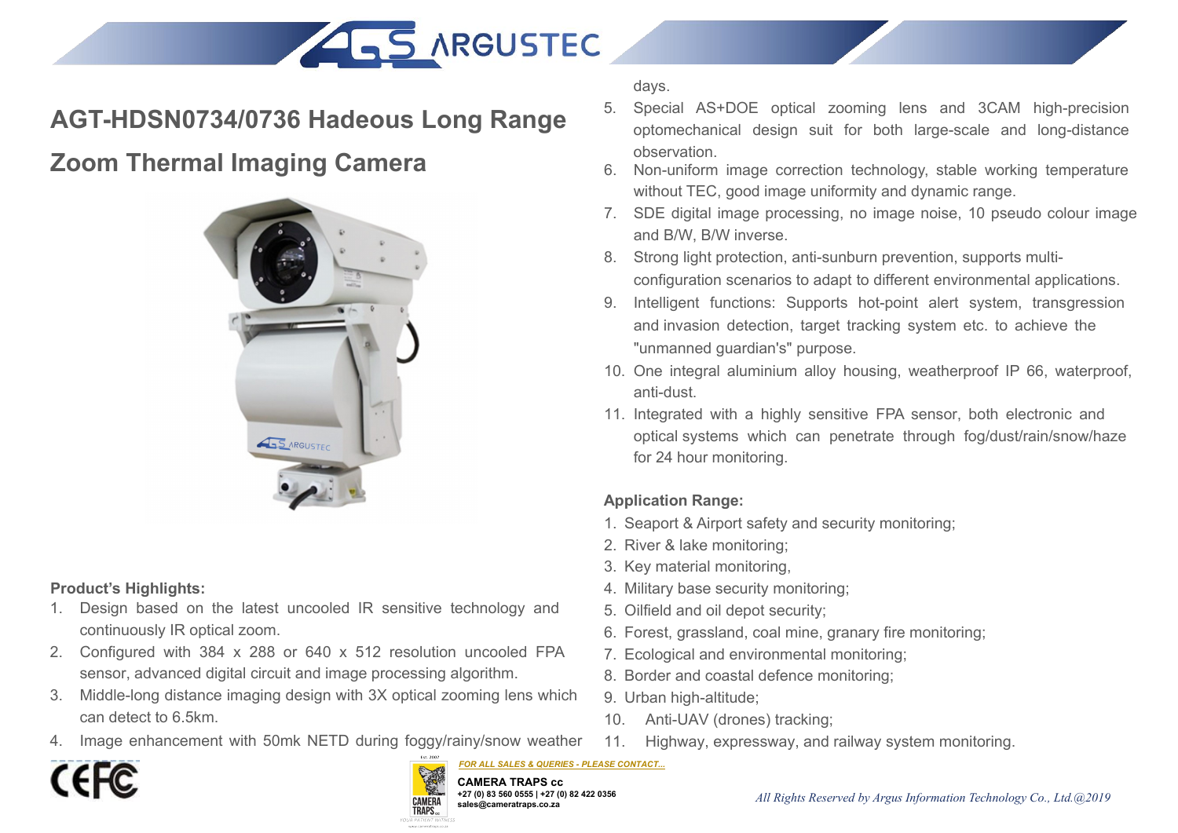# AGT-HDSN0734/0736 Hadeous Long Range Zoom Thermal Imaging Camera

**Product's Highlights:**

1. Design based on the latest uncooled IR sensitive technology and continuously IR optical zoom.
2. Configured with 384 x 288 or 640 x 512 resolution uncooled FPA sensor, advanced digital circuit and image processing algorithm.
3. Middle-long distance imaging design with 3X optical zooming lens which can detect to 6.5km.
4. Image enhancement with 50mk NETD during foggy/rainy/snow weather days.
5. Special AS+DOE optical zooming lens and 3CAM high-precision optomechanical design suit for both large-scale and long-distance observation.
6. Non-uniform image correction technology, stable working temperature without TEC, good image uniformity and dynamic range.
7. SDE digital image processing, no image noise, 10 pseudo colour image and B/W, B/W inverse.
8. Strong light protection, anti-sunburn prevention, supports multi-configuration scenarios to adapt to different environmental applications.
9. Intelligent functions: Supports hot-point alert system, transgression and invasion detection, target tracking system etc. to achieve the "unmanned guardian's" purpose.
10. One integral aluminium alloy housing, weatherproof IP 66, waterproof, anti-dust.
11. Integrated with a highly sensitive FPA sensor, both electronic and optical systems which can penetrate through fog/dust/rain/snow/haze for 24 hour monitoring.

**Application Range:**

1. Seaport & Airport safety and security monitoring;
2. River & lake monitoring;
3. Key material monitoring,
4. Military base security monitoring;
5. Oilfield and oil depot security;
6. Forest, grassland, coal mine, granary fire monitoring;
7. Ecological and environmental monitoring;
8. Border and coastal defence monitoring;
9. Urban high-altitude;
10. Anti-UAV (drones) tracking;
11. Highway, expressway, and railway system monitoring.

*FOR ALL SALES & QUERIES - PLEASE CONTACT...*

**CAMERA TRAPS cc**
+27 (0) 83 560 0555 | +27 (0) 82 422 0356
sales@cameratraps.co.za

*All Rights Reserved by Argus Information Technology Co., Ltd.@2019*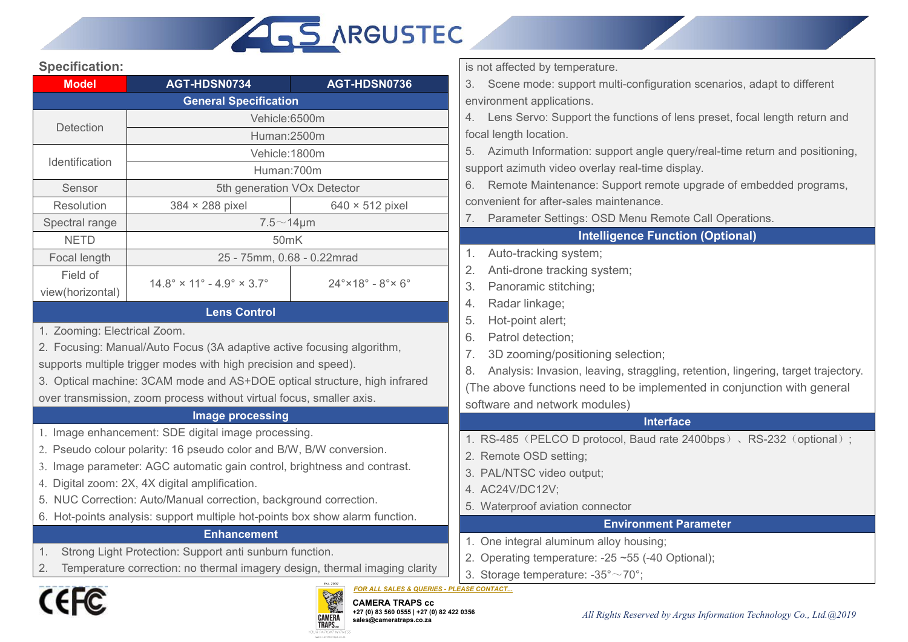## Specification:

| Model | AGT-HDSN0734 | AGT-HDSN0736 |
|---|---|---|
| **General Specification** | | |
| Detection | Vehicle:6500m | |
| | Human:2500m | |
| Identification | Vehicle:1800m | |
| | Human:700m | |
| Sensor | 5th generation VOx Detector | |
| Resolution | 384 × 288 pixel | 640 × 512 pixel |
| Spectral range | 7.5～14μm | |
| NETD | 50mK | |
| Focal length | 25 - 75mm, 0.68 - 0.22mrad | |
| Field of view(horizontal) | 14.8° × 11° - 4.9° × 3.7° | 24°×18° - 8°× 6° |

### Lens Control

1. Zooming: Electrical Zoom.
2. Focusing: Manual/Auto Focus (3A adaptive active focusing algorithm, supports multiple trigger modes with high precision and speed).
3. Optical machine: 3CAM mode and AS+DOE optical structure, high infrared over transmission, zoom process without virtual focus, smaller axis.

### Image processing

1. Image enhancement: SDE digital image processing.
2. Pseudo colour polarity: 16 pseudo color and B/W, B/W conversion.
3. Image parameter: AGC automatic gain control, brightness and contrast.
4. Digital zoom: 2X, 4X digital amplification.
5. NUC Correction: Auto/Manual correction, background correction.
6. Hot-points analysis: support multiple hot-points box show alarm function.

### Enhancement

1. Strong Light Protection: Support anti sunburn function.
2. Temperature correction: no thermal imagery design, thermal imaging clarity is not affected by temperature.
3. Scene mode: support multi-configuration scenarios, adapt to different environment applications.
4. Lens Servo: Support the functions of lens preset, focal length return and focal length location.
5. Azimuth Information: support angle query/real-time return and positioning, support azimuth video overlay real-time display.
6. Remote Maintenance: Support remote upgrade of embedded programs, convenient for after-sales maintenance.
7. Parameter Settings: OSD Menu Remote Call Operations.

### Intelligence Function (Optional)

1. Auto-tracking system;
2. Anti-drone tracking system;
3. Panoramic stitching;
4. Radar linkage;
5. Hot-point alert;
6. Patrol detection;
7. 3D zooming/positioning selection;
8. Analysis: Invasion, leaving, straggling, retention, lingering, target trajectory.

(The above functions need to be implemented in conjunction with general software and network modules)

### Interface

1. RS-485（PELCO D protocol, Baud rate 2400bps）、RS-232（optional）;
2. Remote OSD setting;
3. PAL/NTSC video output;
4. AC24V/DC12V;
5. Waterproof aviation connector

### Environment Parameter

1. One integral aluminum alloy housing;
2. Operating temperature: -25 ~55 (-40 Optional);
3. Storage temperature: -35°～70°;

*FOR ALL SALES & QUERIES - PLEASE CONTACT...*

**CAMERA TRAPS cc**
+27 (0) 83 560 0555 | +27 (0) 82 422 0356
sales@cameratraps.co.za

*All Rights Reserved by Argus Information Technology Co., Ltd.@2019*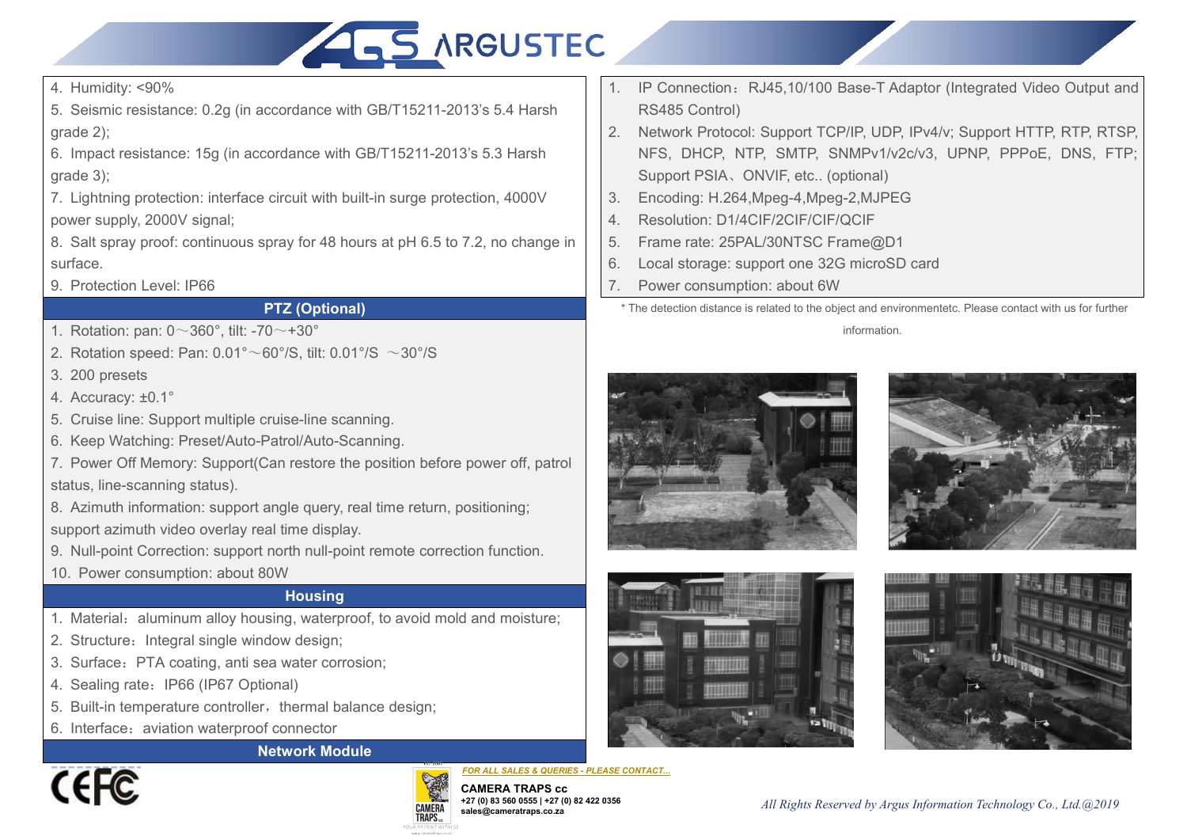4. Humidity: <90%

5. Seismic resistance: 0.2g (in accordance with GB/T15211-2013's 5.4 Harsh grade 2);

6. Impact resistance: 15g (in accordance with GB/T15211-2013's 5.3 Harsh grade 3);

7. Lightning protection: interface circuit with built-in surge protection, 4000V power supply, 2000V signal;

8. Salt spray proof: continuous spray for 48 hours at pH 6.5 to 7.2, no change in surface.

9. Protection Level: IP66

## PTZ (Optional)

1. Rotation: pan: 0～360°, tilt: -70～+30°
2. Rotation speed: Pan: 0.01°～60°/S, tilt: 0.01°/S ～30°/S
3. 200 presets
4. Accuracy: ±0.1°
5. Cruise line: Support multiple cruise-line scanning.
6. Keep Watching: Preset/Auto-Patrol/Auto-Scanning.
7. Power Off Memory: Support(Can restore the position before power off, patrol status, line-scanning status).
8. Azimuth information: support angle query, real time return, positioning; support azimuth video overlay real time display.
9. Null-point Correction: support north null-point remote correction function.
10. Power consumption: about 80W

## Housing

1. Material：aluminum alloy housing, waterproof, to avoid mold and moisture;
2. Structure：Integral single window design;
3. Surface：PTA coating, anti sea water corrosion;
4. Sealing rate：IP66 (IP67 Optional)
5. Built-in temperature controller，thermal balance design;
6. Interface：aviation waterproof connector

## Network Module

1. IP Connection：RJ45,10/100 Base-T Adaptor (Integrated Video Output and RS485 Control)
2. Network Protocol: Support TCP/IP, UDP, IPv4/v; Support HTTP, RTP, RTSP, NFS, DHCP, NTP, SMTP, SNMPv1/v2c/v3, UPNP, PPPoE, DNS, FTP; Support PSIA、ONVIF, etc.. (optional)
3. Encoding: H.264,Mpeg-4,Mpeg-2,MJPEG
4. Resolution: D1/4CIF/2CIF/CIF/QCIF
5. Frame rate: 25PAL/30NTSC Frame@D1
6. Local storage: support one 32G microSD card
7. Power consumption: about 6W

* The detection distance is related to the object and environmentetc. Please contact with us for further information.

*FOR ALL SALES & QUERIES - PLEASE CONTACT...*

**CAMERA TRAPS cc**
+27 (0) 83 560 0555 | +27 (0) 82 422 0356
sales@cameratraps.co.za

*All Rights Reserved by Argus Information Technology Co., Ltd.@2019*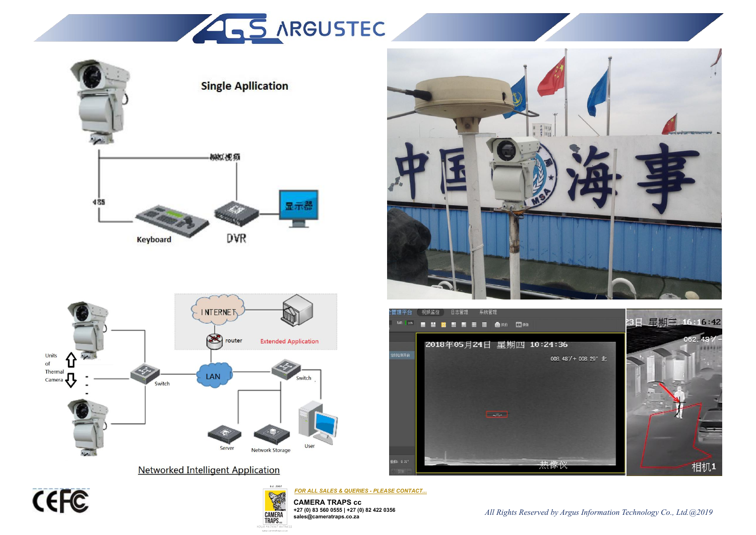Single Aplication

模拟视频

485

Keyboard

DVR

显示器

INTERNET

router

Extended Application

Units of Thermal Camera

Switch

LAN

Switch

Server

Network Storage

User

Networked Intelligent Application

*FOR ALL SALES & QUERIES - PLEASE CONTACT...*

**CAMERA TRAPS cc**

**+27 (0) 83 560 0555 | +27 (0) 82 422 0356**

**sales@cameratraps.co.za**

*All Rights Reserved by Argus Information Technology Co., Ltd.@2019*